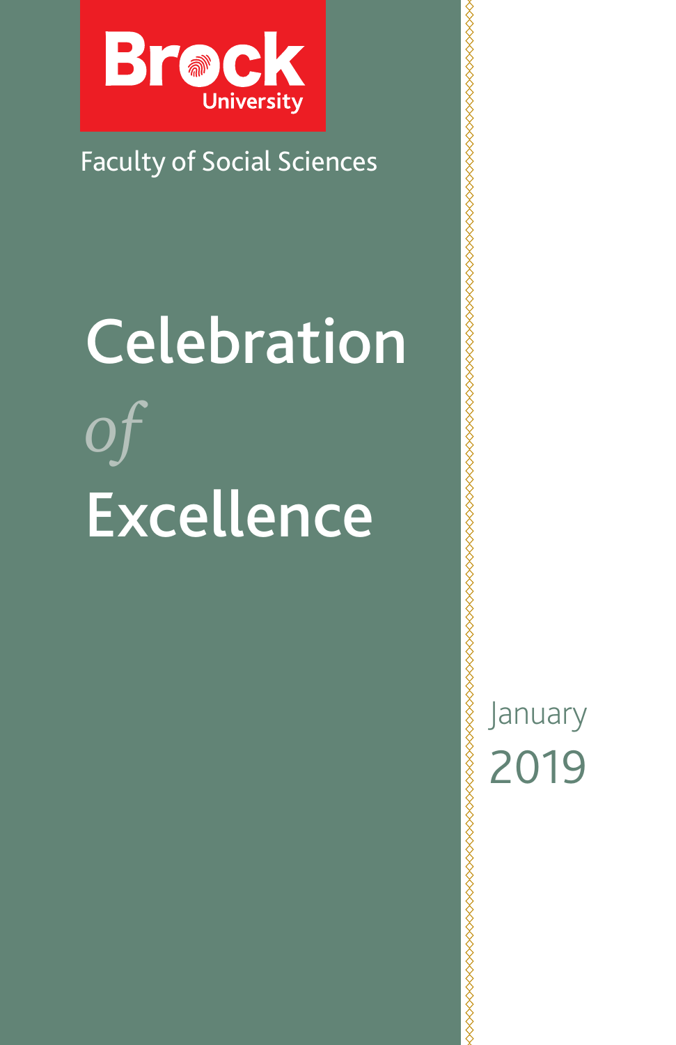Brock University

Faculty of Social Sciences

# Celebration *of* Excellence

January 2019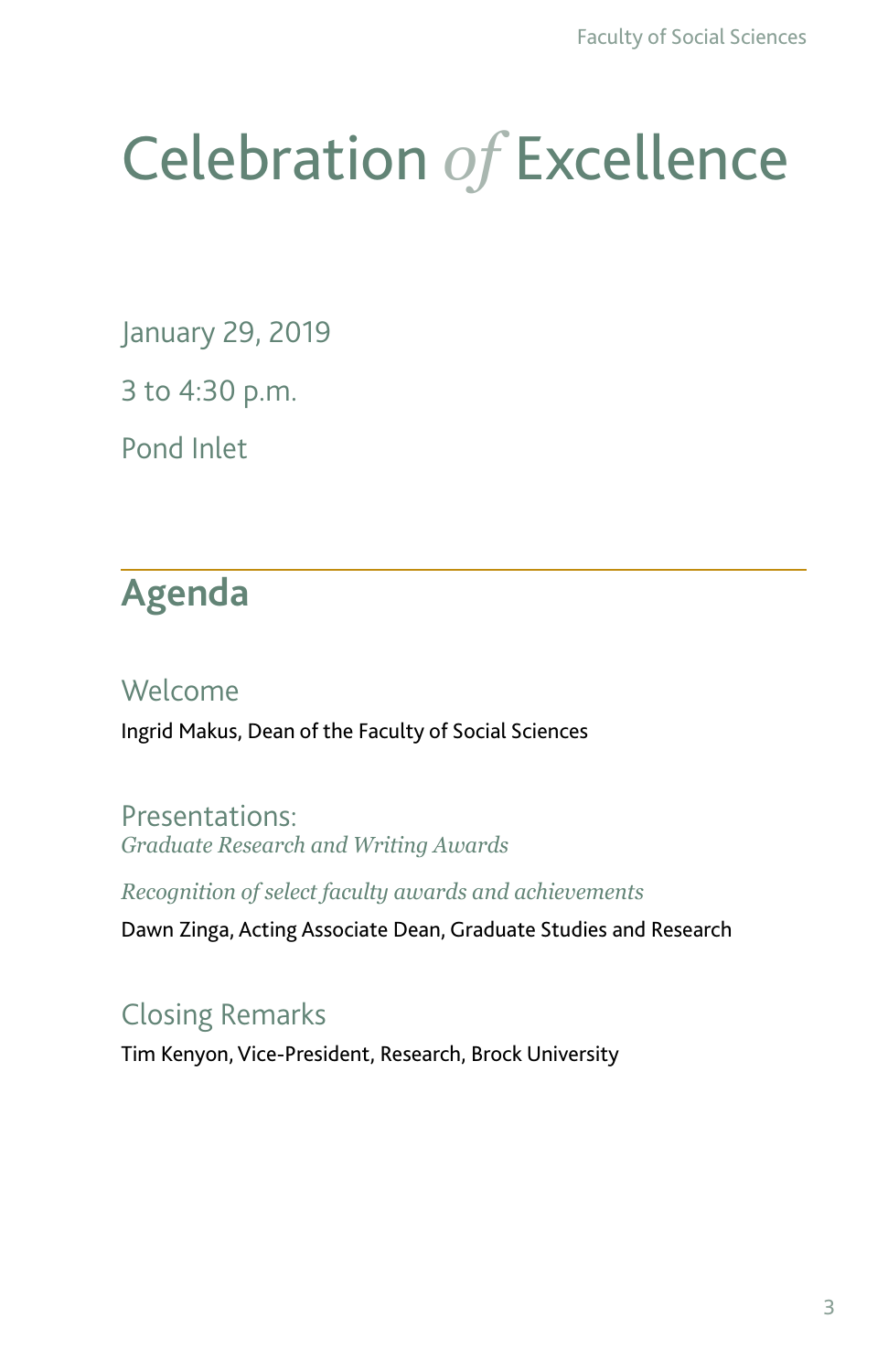# Celebration *of* Excellence

January 29, 2019

3 to 4:30 p.m.

Pond Inlet

## Agenda

### Welcome

Ingrid Makus, Dean of the Faculty of Social Sciences

### Presentations:

*Graduate Research and Writing Awards*

*Recognition of select faculty awards and achievements*

Dawn Zinga, Acting Associate Dean, Graduate Studies and Research

### Closing Remarks

Tim Kenyon, Vice-President, Research, Brock University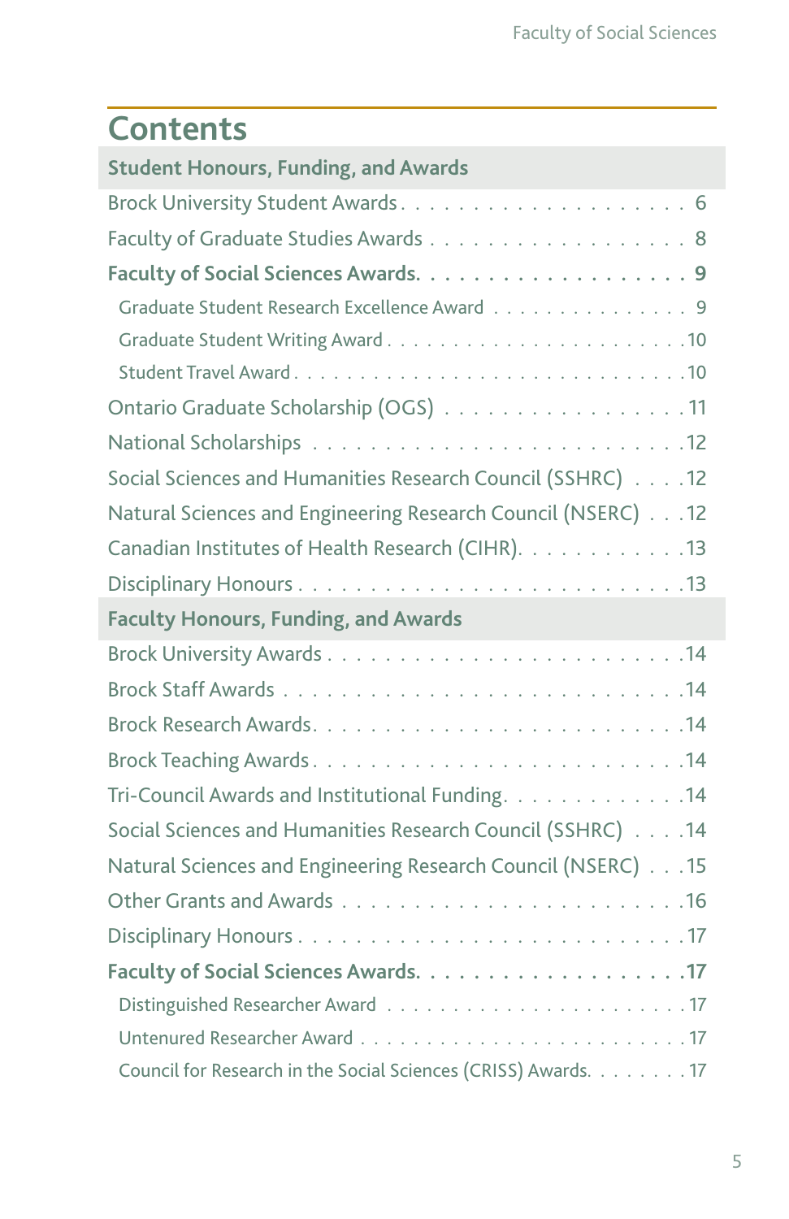# Contents

## Student Honours, Funding, and Awards

Brock University Student Awards . . . . . . . . . . . . . . . . . . . . . 6

Faculty of Graduate Studies Awards . . . . . . . . . . . . . . . . . . 8

**Faculty of Social Sciences Awards. . . . . . . . . . . . . . . . . . . 9**

- Graduate Student Research Excellence Award . . . . . . . . . . . . . . . 9
- Graduate Student Writing Award . . . . . . . . . . . . . . . . . . . . . .10
- Student Travel Award . . . . . . . . . . . . . . . . . . . . . . . . . . . .10

Ontario Graduate Scholarship (OGS) . . . . . . . . . . . . . . . . . .11

National Scholarships . . . . . . . . . . . . . . . . . . . . . . . . . . .12

Social Sciences and Humanities Research Council (SSHRC) . . . .12

Natural Sciences and Engineering Research Council (NSERC) . . .12

Canadian Institutes of Health Research (CIHR). . . . . . . . . . . .13

Disciplinary Honours . . . . . . . . . . . . . . . . . . . . . . . . . . .13

## Faculty Honours, Funding, and Awards

Brock University Awards . . . . . . . . . . . . . . . . . . . . . . . . .14

Brock Staff Awards . . . . . . . . . . . . . . . . . . . . . . . . . . . .14

Brock Research Awards. . . . . . . . . . . . . . . . . . . . . . . . . .14

Brock Teaching Awards . . . . . . . . . . . . . . . . . . . . . . . . . .14

Tri-Council Awards and Institutional Funding. . . . . . . . . . . . .14

Social Sciences and Humanities Research Council (SSHRC) . . . .14

Natural Sciences and Engineering Research Council (NSERC) . . .15

Other Grants and Awards . . . . . . . . . . . . . . . . . . . . . . . .16

Disciplinary Honours . . . . . . . . . . . . . . . . . . . . . . . . . . .17

**Faculty of Social Sciences Awards. . . . . . . . . . . . . . . . . . .17**

- Distinguished Researcher Award . . . . . . . . . . . . . . . . . . . . . .17
- Untenured Researcher Award . . . . . . . . . . . . . . . . . . . . . . . .17
- Council for Research in the Social Sciences (CRISS) Awards. . . . . . . .17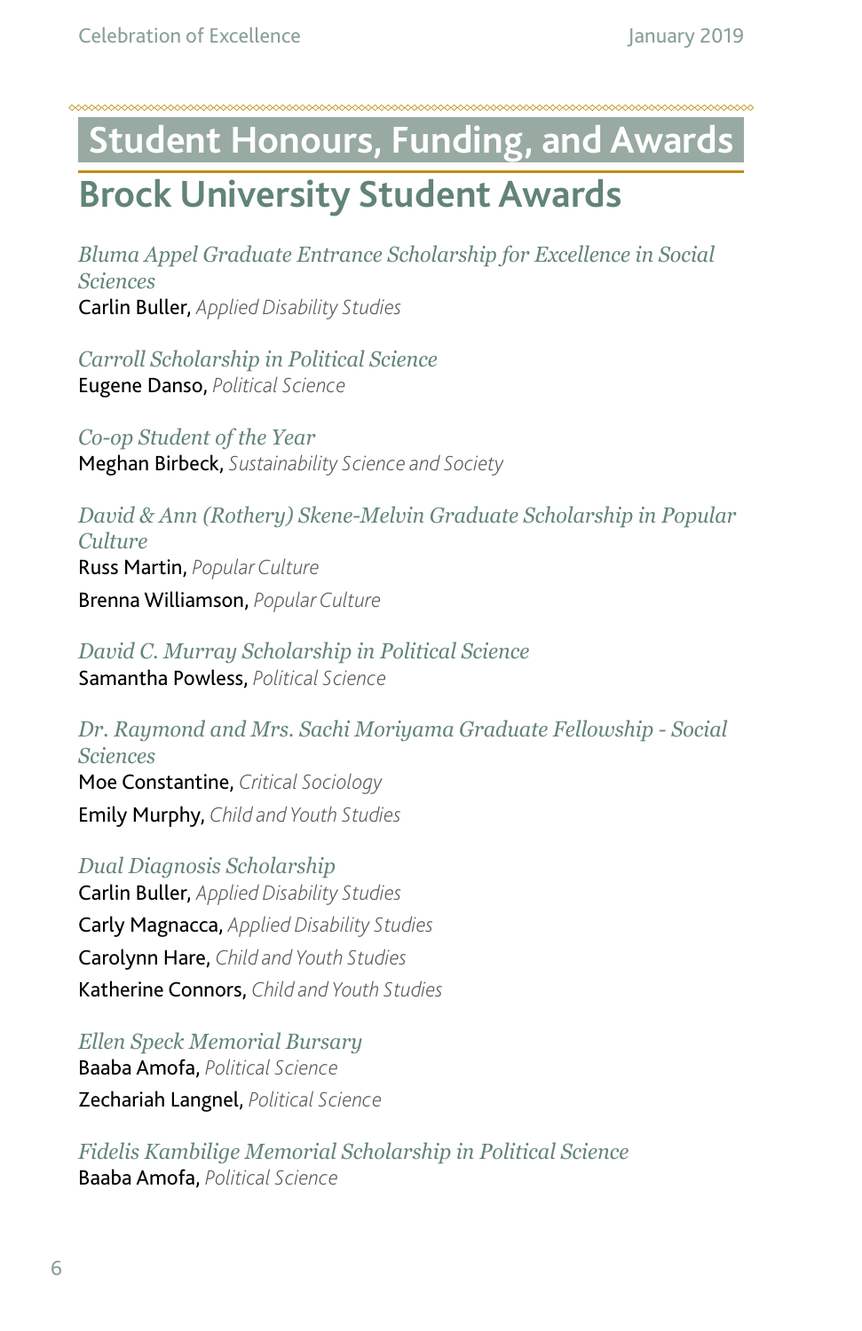# Student Honours, Funding, and Awards

## Brock University Student Awards

*Bluma Appel Graduate Entrance Scholarship for Excellence in Social Sciences*
Carlin Buller, *Applied Disability Studies*

*Carroll Scholarship in Political Science*
Eugene Danso, *Political Science*

*Co-op Student of the Year*
Meghan Birbeck, *Sustainability Science and Society*

*David & Ann (Rothery) Skene-Melvin Graduate Scholarship in Popular Culture*
Russ Martin, *Popular Culture*

Brenna Williamson, *Popular Culture*

*David C. Murray Scholarship in Political Science*
Samantha Powless, *Political Science*

*Dr. Raymond and Mrs. Sachi Moriyama Graduate Fellowship - Social Sciences*
Moe Constantine, *Critical Sociology*

Emily Murphy, *Child and Youth Studies*

*Dual Diagnosis Scholarship*
Carlin Buller, *Applied Disability Studies*

Carly Magnacca, *Applied Disability Studies*

Carolynn Hare, *Child and Youth Studies*

Katherine Connors, *Child and Youth Studies*

*Ellen Speck Memorial Bursary*
Baaba Amofa, *Political Science*

Zechariah Langnel, *Political Science*

*Fidelis Kambilige Memorial Scholarship in Political Science*
Baaba Amofa, *Political Science*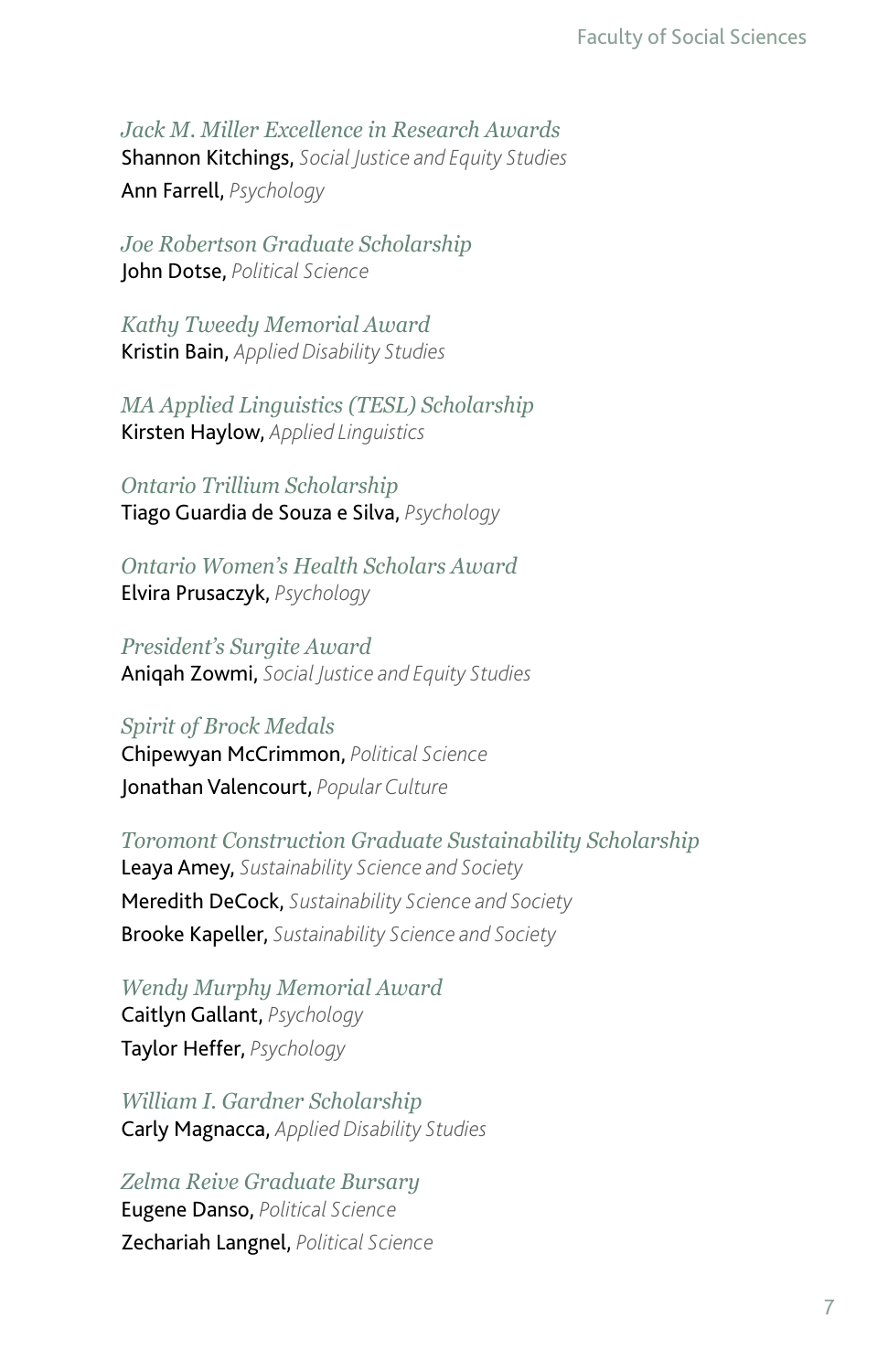*Jack M. Miller Excellence in Research Awards*
Shannon Kitchings, *Social Justice and Equity Studies*
Ann Farrell, *Psychology*

*Joe Robertson Graduate Scholarship*
John Dotse, *Political Science*

*Kathy Tweedy Memorial Award*
Kristin Bain, *Applied Disability Studies*

*MA Applied Linguistics (TESL) Scholarship*
Kirsten Haylow, *Applied Linguistics*

*Ontario Trillium Scholarship*
Tiago Guardia de Souza e Silva, *Psychology*

*Ontario Women's Health Scholars Award*
Elvira Prusaczyk, *Psychology*

*President's Surgite Award*
Aniqah Zowmi, *Social Justice and Equity Studies*

*Spirit of Brock Medals*
Chipewyan McCrimmon, *Political Science*
Jonathan Valencourt, *Popular Culture*

*Toromont Construction Graduate Sustainability Scholarship*
Leaya Amey, *Sustainability Science and Society*
Meredith DeCock, *Sustainability Science and Society*
Brooke Kapeller, *Sustainability Science and Society*

*Wendy Murphy Memorial Award*
Caitlyn Gallant, *Psychology*
Taylor Heffer, *Psychology*

*William I. Gardner Scholarship*
Carly Magnacca, *Applied Disability Studies*

*Zelma Reive Graduate Bursary*
Eugene Danso, *Political Science*
Zechariah Langnel, *Political Science*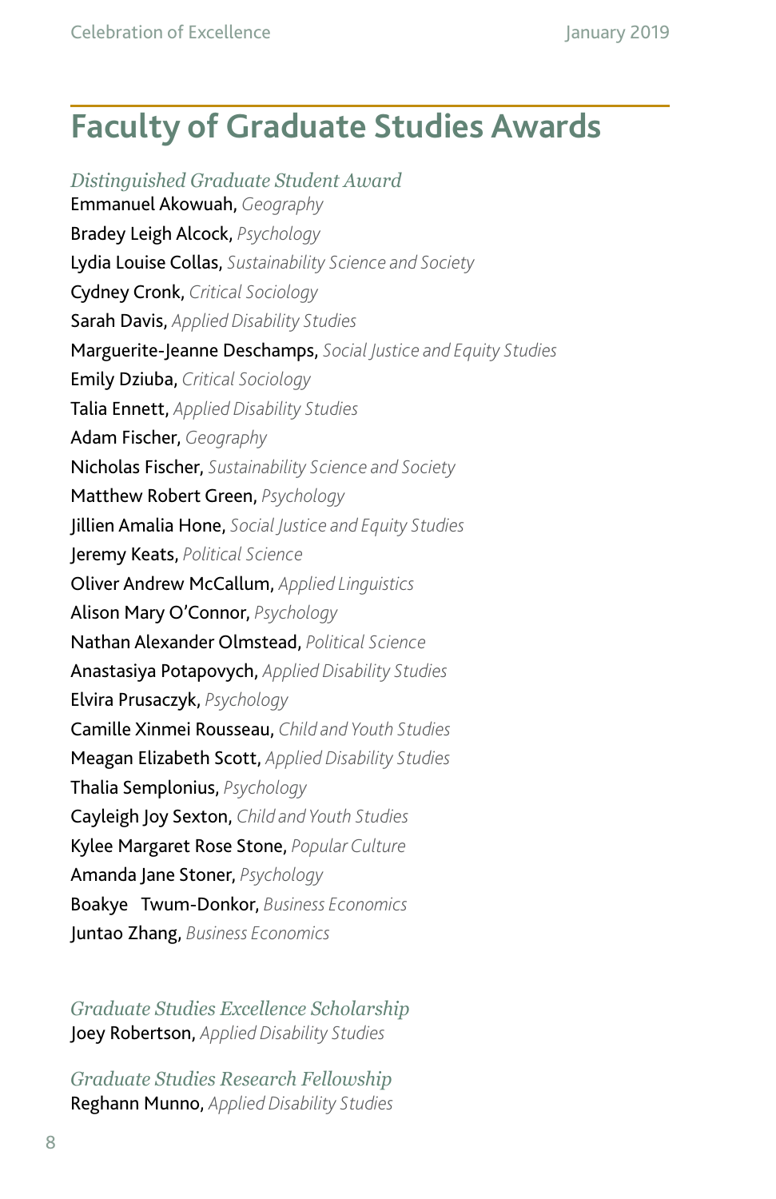# Faculty of Graduate Studies Awards

*Distinguished Graduate Student Award*

Emmanuel Akowuah, *Geography*

Bradey Leigh Alcock, *Psychology*

Lydia Louise Collas, *Sustainability Science and Society*

Cydney Cronk, *Critical Sociology*

Sarah Davis, *Applied Disability Studies*

Marguerite-Jeanne Deschamps, *Social Justice and Equity Studies*

Emily Dziuba, *Critical Sociology*

Talia Ennett, *Applied Disability Studies*

Adam Fischer, *Geography*

Nicholas Fischer, *Sustainability Science and Society*

Matthew Robert Green, *Psychology*

Jillien Amalia Hone, *Social Justice and Equity Studies*

Jeremy Keats, *Political Science*

Oliver Andrew McCallum, *Applied Linguistics*

Alison Mary O'Connor, *Psychology*

Nathan Alexander Olmstead, *Political Science*

Anastasiya Potapovych, *Applied Disability Studies*

Elvira Prusaczyk, *Psychology*

Camille Xinmei Rousseau, *Child and Youth Studies*

Meagan Elizabeth Scott, *Applied Disability Studies*

Thalia Semplonius, *Psychology*

Cayleigh Joy Sexton, *Child and Youth Studies*

Kylee Margaret Rose Stone, *Popular Culture*

Amanda Jane Stoner, *Psychology*

Boakye Twum-Donkor, *Business Economics*

Juntao Zhang, *Business Economics*

*Graduate Studies Excellence Scholarship*

Joey Robertson, *Applied Disability Studies*

*Graduate Studies Research Fellowship*

Reghann Munno, *Applied Disability Studies*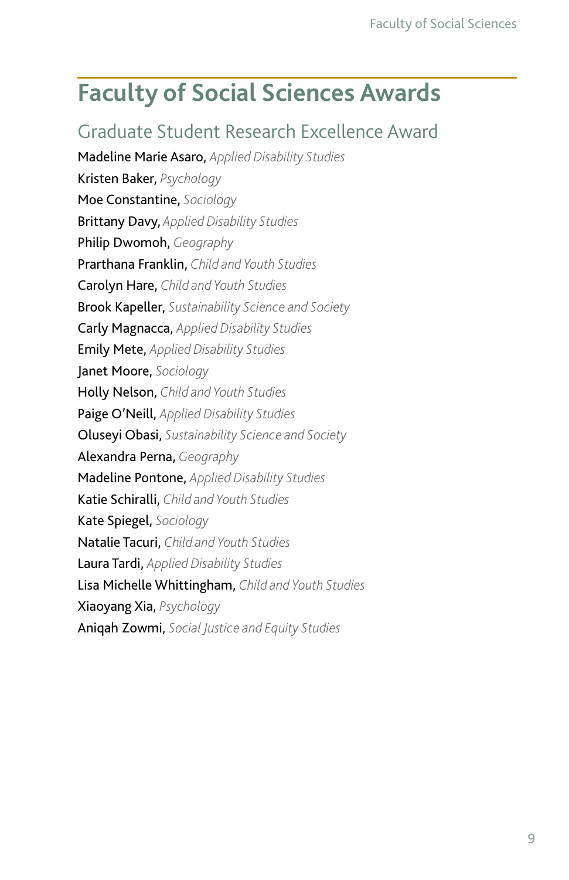# Faculty of Social Sciences Awards

## Graduate Student Research Excellence Award

Madeline Marie Asaro, *Applied Disability Studies*
Kristen Baker, *Psychology*
Moe Constantine, *Sociology*
Brittany Davy, *Applied Disability Studies*
Philip Dwomoh, *Geography*
Prarthana Franklin, *Child and Youth Studies*
Carolyn Hare, *Child and Youth Studies*
Brook Kapeller, *Sustainability Science and Society*
Carly Magnacca, *Applied Disability Studies*
Emily Mete, *Applied Disability Studies*
Janet Moore, *Sociology*
Holly Nelson, *Child and Youth Studies*
Paige O'Neill, *Applied Disability Studies*
Oluseyi Obasi, *Sustainability Science and Society*
Alexandra Perna, *Geography*
Madeline Pontone, *Applied Disability Studies*
Katie Schiralli, *Child and Youth Studies*
Kate Spiegel, *Sociology*
Natalie Tacuri, *Child and Youth Studies*
Laura Tardi, *Applied Disability Studies*
Lisa Michelle Whittingham, *Child and Youth Studies*
Xiaoyang Xia, *Psychology*
Aniqah Zowmi, *Social Justice and Equity Studies*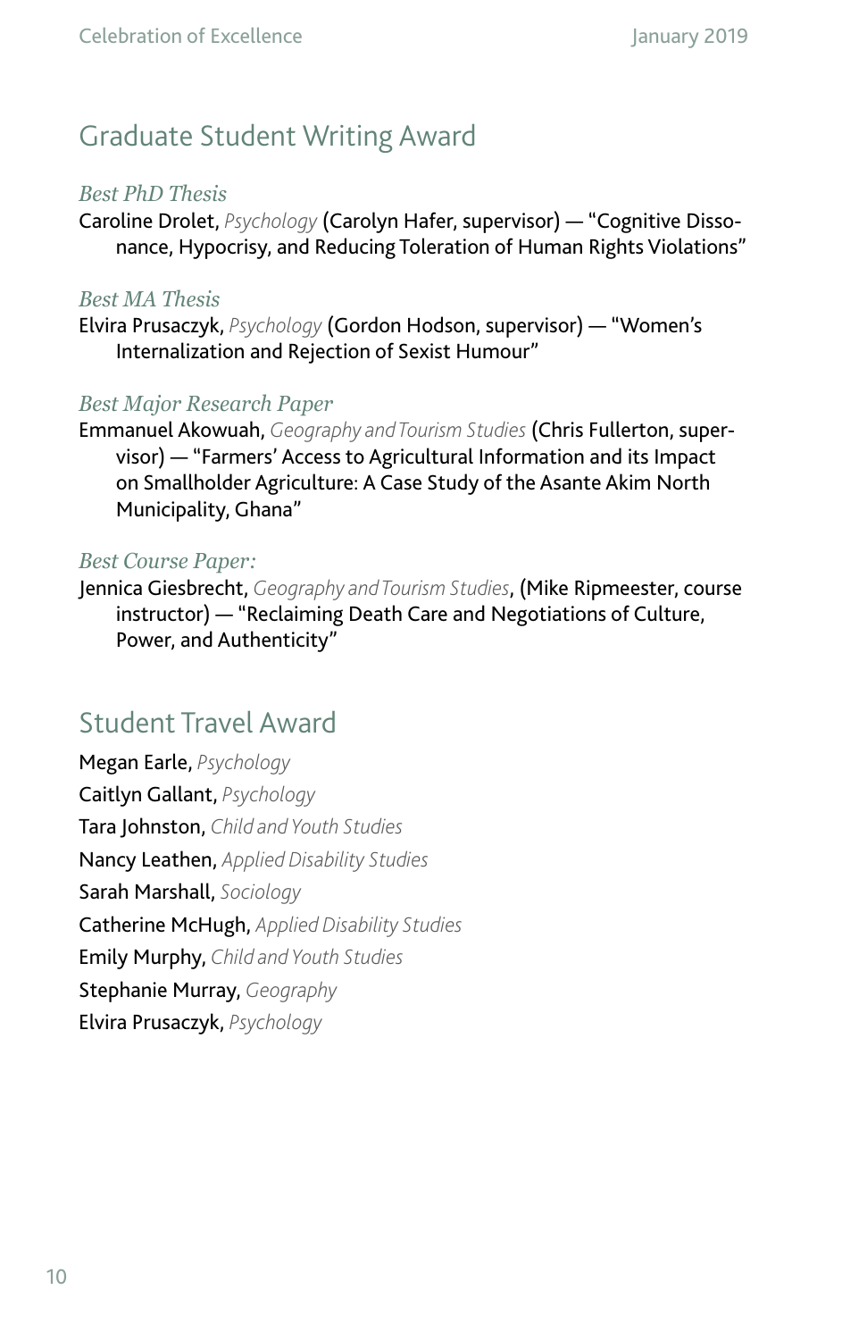## Graduate Student Writing Award

### *Best PhD Thesis*

Caroline Drolet, *Psychology* (Carolyn Hafer, supervisor) — "Cognitive Dissonance, Hypocrisy, and Reducing Toleration of Human Rights Violations"

### *Best MA Thesis*

Elvira Prusaczyk, *Psychology* (Gordon Hodson, supervisor) — "Women's Internalization and Rejection of Sexist Humour"

### *Best Major Research Paper*

Emmanuel Akowuah, *Geography and Tourism Studies* (Chris Fullerton, supervisor) — "Farmers' Access to Agricultural Information and its Impact on Smallholder Agriculture: A Case Study of the Asante Akim North Municipality, Ghana"

### *Best Course Paper:*

Jennica Giesbrecht, *Geography and Tourism Studies*, (Mike Ripmeester, course instructor) — "Reclaiming Death Care and Negotiations of Culture, Power, and Authenticity"

## Student Travel Award

Megan Earle, *Psychology*

Caitlyn Gallant, *Psychology*

Tara Johnston, *Child and Youth Studies*

Nancy Leathen, *Applied Disability Studies*

Sarah Marshall, *Sociology*

Catherine McHugh, *Applied Disability Studies*

Emily Murphy, *Child and Youth Studies*

Stephanie Murray, *Geography*

Elvira Prusaczyk, *Psychology*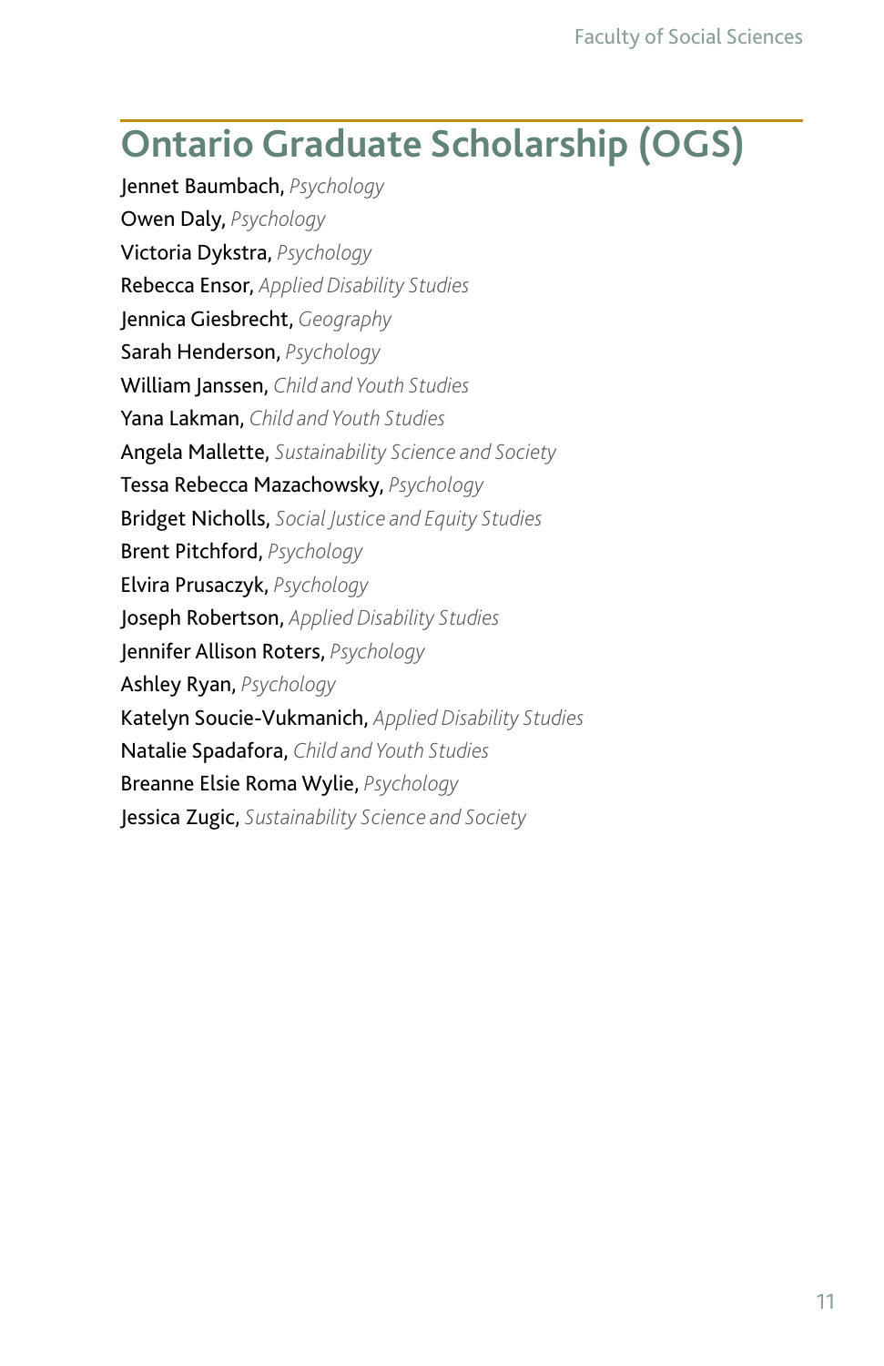## Ontario Graduate Scholarship (OGS)

Jennet Baumbach, *Psychology*
Owen Daly, *Psychology*
Victoria Dykstra, *Psychology*
Rebecca Ensor, *Applied Disability Studies*
Jennica Giesbrecht, *Geography*
Sarah Henderson, *Psychology*
William Janssen, *Child and Youth Studies*
Yana Lakman, *Child and Youth Studies*
Angela Mallette, *Sustainability Science and Society*
Tessa Rebecca Mazachowsky, *Psychology*
Bridget Nicholls, *Social Justice and Equity Studies*
Brent Pitchford, *Psychology*
Elvira Prusaczyk, *Psychology*
Joseph Robertson, *Applied Disability Studies*
Jennifer Allison Roters, *Psychology*
Ashley Ryan, *Psychology*
Katelyn Soucie-Vukmanich, *Applied Disability Studies*
Natalie Spadafora, *Child and Youth Studies*
Breanne Elsie Roma Wylie, *Psychology*
Jessica Zugic, *Sustainability Science and Society*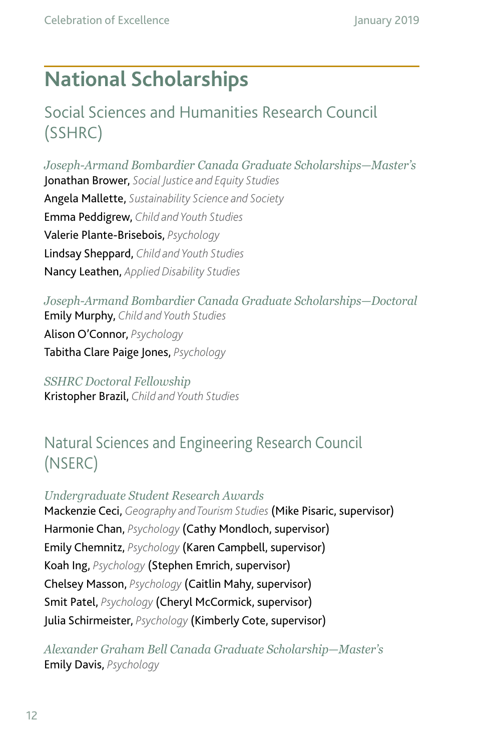# National Scholarships

## Social Sciences and Humanities Research Council (SSHRC)

*Joseph-Armand Bombardier Canada Graduate Scholarships—Master's*

Jonathan Brower, *Social Justice and Equity Studies*

Angela Mallette, *Sustainability Science and Society*

Emma Peddigrew, *Child and Youth Studies*

Valerie Plante-Brisebois, *Psychology*

Lindsay Sheppard, *Child and Youth Studies*

Nancy Leathen, *Applied Disability Studies*

*Joseph-Armand Bombardier Canada Graduate Scholarships—Doctoral*

Emily Murphy, *Child and Youth Studies*

Alison O'Connor, *Psychology*

Tabitha Clare Paige Jones, *Psychology*

*SSHRC Doctoral Fellowship*

Kristopher Brazil, *Child and Youth Studies*

## Natural Sciences and Engineering Research Council (NSERC)

*Undergraduate Student Research Awards*

Mackenzie Ceci, *Geography and Tourism Studies* (Mike Pisaric, supervisor)

Harmonie Chan, *Psychology* (Cathy Mondloch, supervisor)

Emily Chemnitz, *Psychology* (Karen Campbell, supervisor)

Koah Ing, *Psychology* (Stephen Emrich, supervisor)

Chelsey Masson, *Psychology* (Caitlin Mahy, supervisor)

Smit Patel, *Psychology* (Cheryl McCormick, supervisor)

Julia Schirmeister, *Psychology* (Kimberly Cote, supervisor)

*Alexander Graham Bell Canada Graduate Scholarship—Master's*

Emily Davis, *Psychology*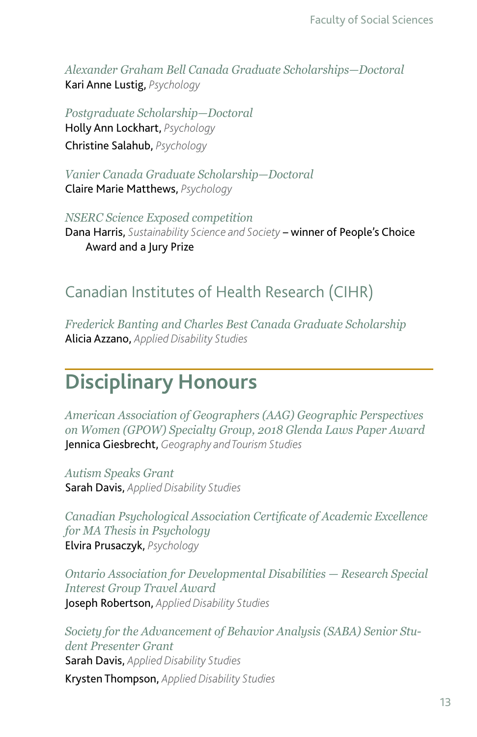*Alexander Graham Bell Canada Graduate Scholarships—Doctoral*
Kari Anne Lustig, *Psychology*

*Postgraduate Scholarship—Doctoral*
Holly Ann Lockhart, *Psychology*
Christine Salahub, *Psychology*

*Vanier Canada Graduate Scholarship—Doctoral*
Claire Marie Matthews, *Psychology*

*NSERC Science Exposed competition*
Dana Harris, *Sustainability Science and Society* – winner of People's Choice Award and a Jury Prize

### Canadian Institutes of Health Research (CIHR)

*Frederick Banting and Charles Best Canada Graduate Scholarship*
Alicia Azzano, *Applied Disability Studies*

## Disciplinary Honours

*American Association of Geographers (AAG) Geographic Perspectives on Women (GPOW) Specialty Group, 2018 Glenda Laws Paper Award*
Jennica Giesbrecht, *Geography and Tourism Studies*

*Autism Speaks Grant*
Sarah Davis, *Applied Disability Studies*

*Canadian Psychological Association Certificate of Academic Excellence for MA Thesis in Psychology*
Elvira Prusaczyk, *Psychology*

*Ontario Association for Developmental Disabilities — Research Special Interest Group Travel Award*
Joseph Robertson, *Applied Disability Studies*

*Society for the Advancement of Behavior Analysis (SABA) Senior Student Presenter Grant*
Sarah Davis, *Applied Disability Studies*
Krysten Thompson, *Applied Disability Studies*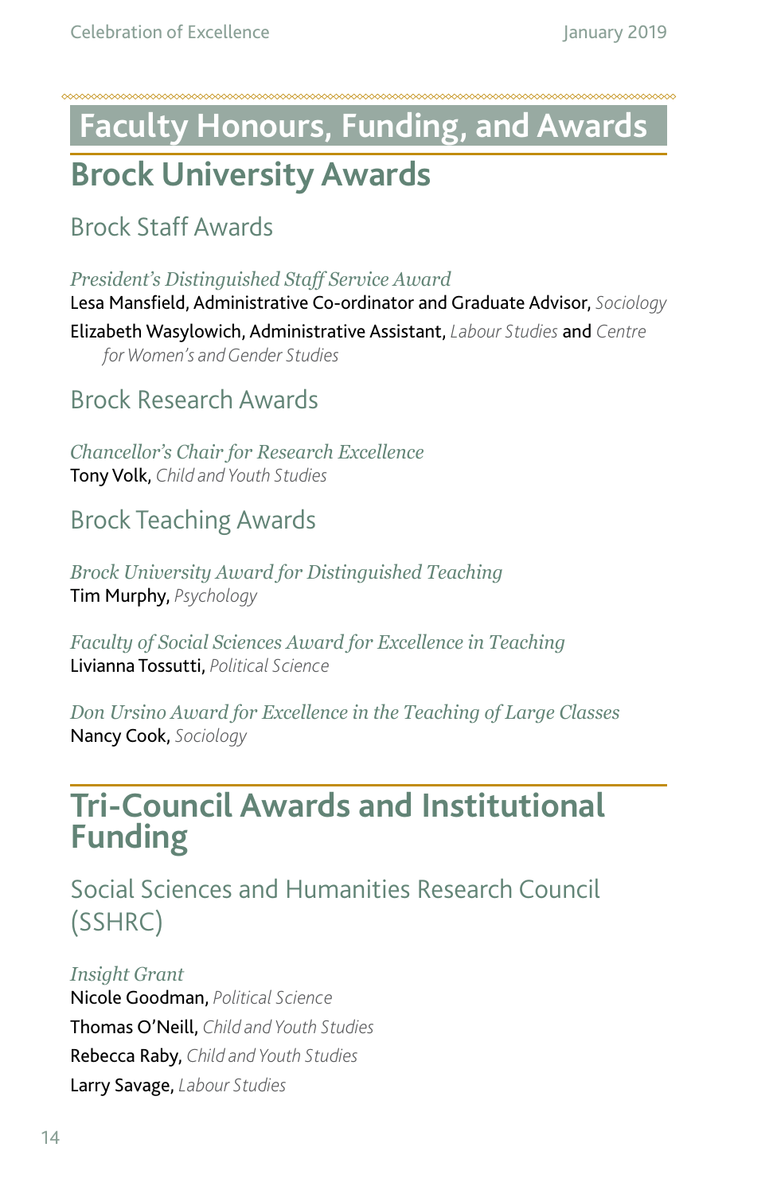# Faculty Honours, Funding, and Awards

## Brock University Awards

### Brock Staff Awards

*President's Distinguished Staff Service Award*
Lesa Mansfield, Administrative Co-ordinator and Graduate Advisor, *Sociology*

Elizabeth Wasylowich, Administrative Assistant, *Labour Studies* and *Centre for Women's and Gender Studies*

### Brock Research Awards

*Chancellor's Chair for Research Excellence*
Tony Volk, *Child and Youth Studies*

### Brock Teaching Awards

*Brock University Award for Distinguished Teaching*
Tim Murphy, *Psychology*

*Faculty of Social Sciences Award for Excellence in Teaching*
Livianna Tossutti, *Political Science*

*Don Ursino Award for Excellence in the Teaching of Large Classes*
Nancy Cook, *Sociology*

## Tri-Council Awards and Institutional Funding

### Social Sciences and Humanities Research Council (SSHRC)

*Insight Grant*
Nicole Goodman, *Political Science*

Thomas O'Neill, *Child and Youth Studies*

Rebecca Raby, *Child and Youth Studies*

Larry Savage, *Labour Studies*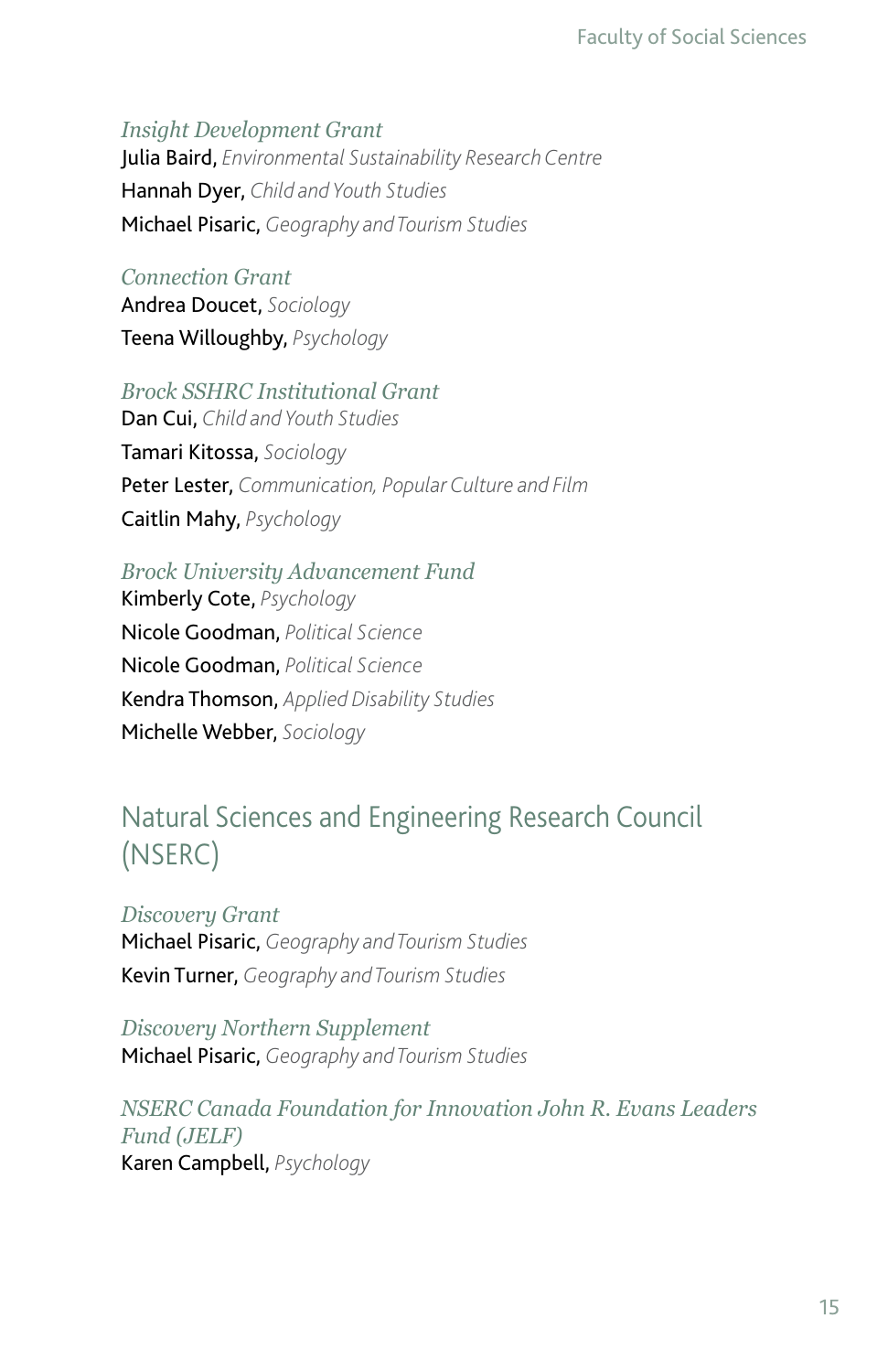### *Insight Development Grant*

Julia Baird, *Environmental Sustainability Research Centre*

Hannah Dyer, *Child and Youth Studies*

Michael Pisaric, *Geography and Tourism Studies*

### *Connection Grant*

Andrea Doucet, *Sociology*

Teena Willoughby, *Psychology*

### *Brock SSHRC Institutional Grant*

Dan Cui, *Child and Youth Studies*

Tamari Kitossa, *Sociology*

Peter Lester, *Communication, Popular Culture and Film*

Caitlin Mahy, *Psychology*

### *Brock University Advancement Fund*

Kimberly Cote, *Psychology*

Nicole Goodman, *Political Science*

Nicole Goodman, *Political Science*

Kendra Thomson, *Applied Disability Studies*

Michelle Webber, *Sociology*

## Natural Sciences and Engineering Research Council (NSERC)

### *Discovery Grant*

Michael Pisaric, *Geography and Tourism Studies*

Kevin Turner, *Geography and Tourism Studies*

### *Discovery Northern Supplement*

Michael Pisaric, *Geography and Tourism Studies*

### *NSERC Canada Foundation for Innovation John R. Evans Leaders Fund (JELF)*

Karen Campbell, *Psychology*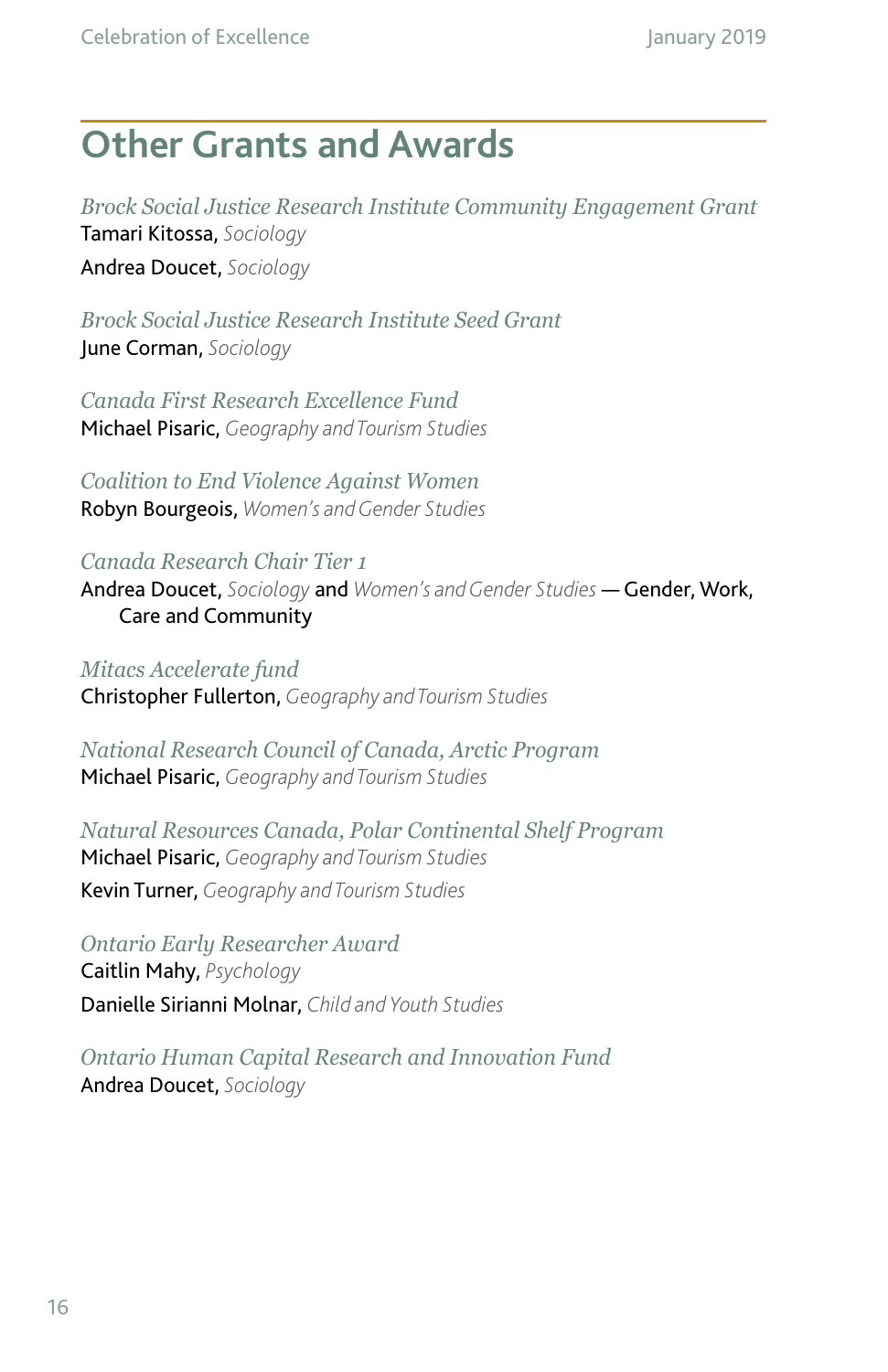# Other Grants and Awards

*Brock Social Justice Research Institute Community Engagement Grant*
Tamari Kitossa, *Sociology*

Andrea Doucet, *Sociology*

*Brock Social Justice Research Institute Seed Grant*
June Corman, *Sociology*

*Canada First Research Excellence Fund*
Michael Pisaric, *Geography and Tourism Studies*

*Coalition to End Violence Against Women*
Robyn Bourgeois, *Women's and Gender Studies*

*Canada Research Chair Tier 1*
Andrea Doucet, *Sociology* and *Women's and Gender Studies* — Gender, Work, Care and Community

*Mitacs Accelerate fund*
Christopher Fullerton, *Geography and Tourism Studies*

*National Research Council of Canada, Arctic Program*
Michael Pisaric, *Geography and Tourism Studies*

*Natural Resources Canada, Polar Continental Shelf Program*
Michael Pisaric, *Geography and Tourism Studies*

Kevin Turner, *Geography and Tourism Studies*

*Ontario Early Researcher Award*
Caitlin Mahy, *Psychology*

Danielle Sirianni Molnar, *Child and Youth Studies*

*Ontario Human Capital Research and Innovation Fund*
Andrea Doucet, *Sociology*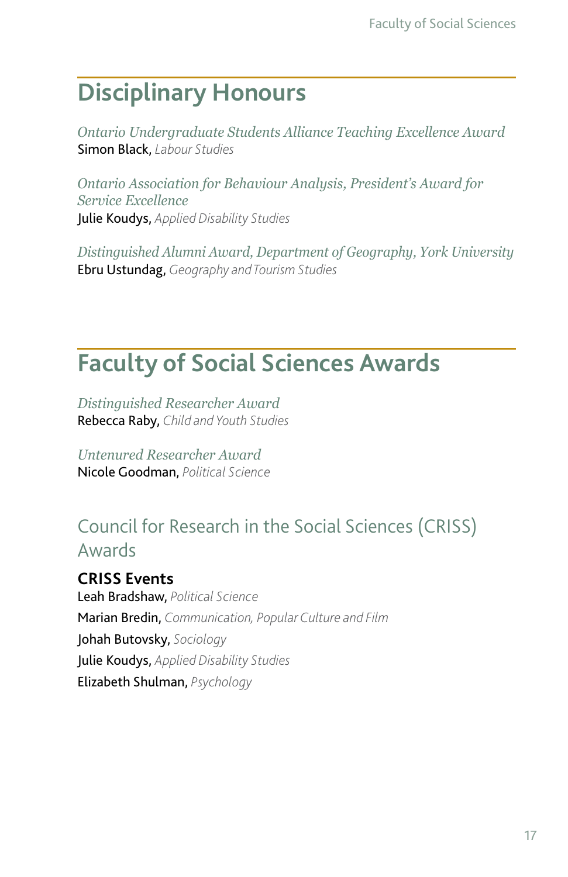# Disciplinary Honours

*Ontario Undergraduate Students Alliance Teaching Excellence Award*
Simon Black, *Labour Studies*

*Ontario Association for Behaviour Analysis, President's Award for Service Excellence*
Julie Koudys, *Applied Disability Studies*

*Distinguished Alumni Award, Department of Geography, York University*
Ebru Ustundag, *Geography and Tourism Studies*

# Faculty of Social Sciences Awards

*Distinguished Researcher Award*
Rebecca Raby, *Child and Youth Studies*

*Untenured Researcher Award*
Nicole Goodman, *Political Science*

## Council for Research in the Social Sciences (CRISS) Awards

**CRISS Events**

Leah Bradshaw, *Political Science*
Marian Bredin, *Communication, Popular Culture and Film*
Johah Butovsky, *Sociology*
Julie Koudys, *Applied Disability Studies*
Elizabeth Shulman, *Psychology*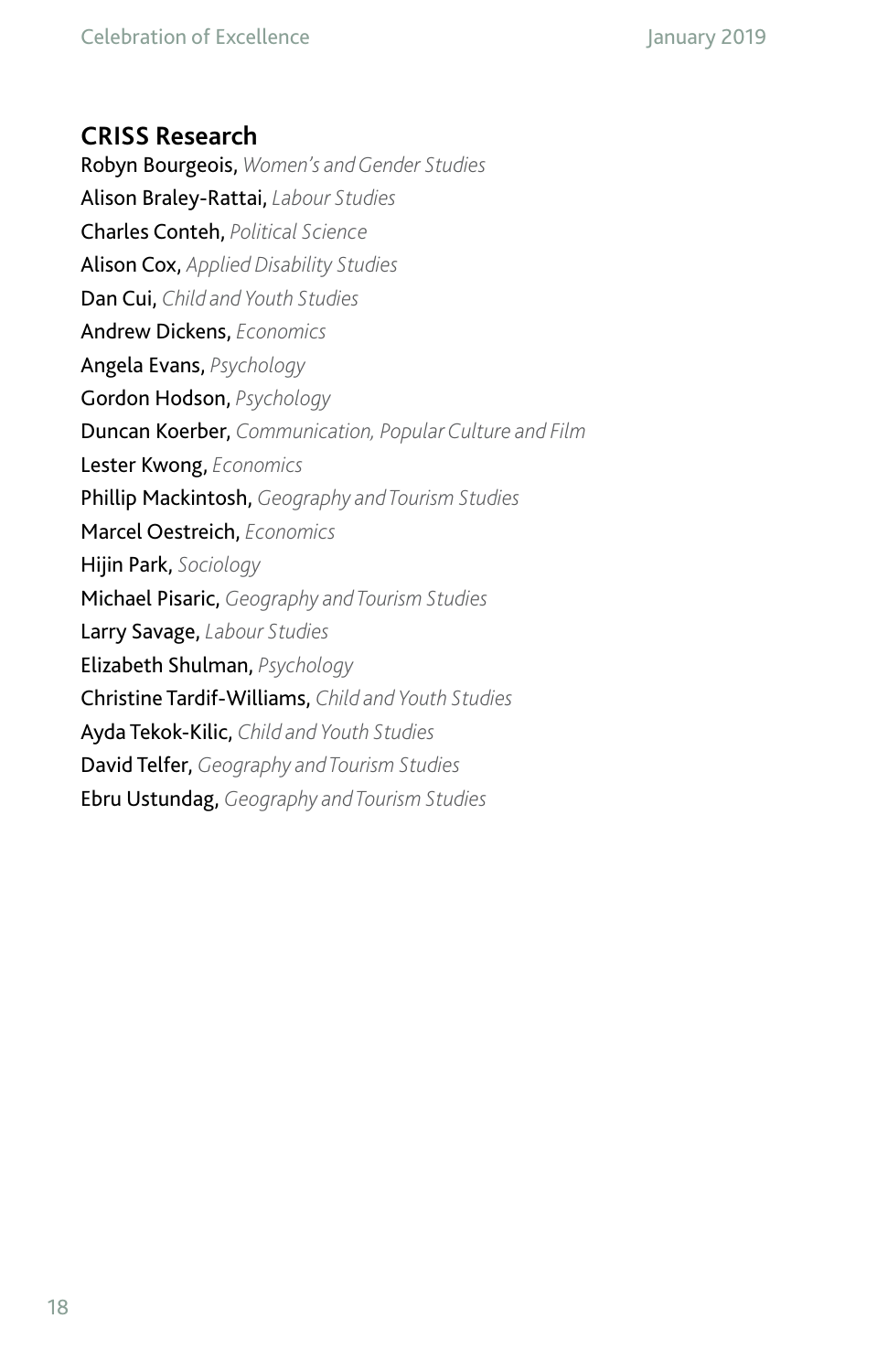## CRISS Research

Robyn Bourgeois, *Women's and Gender Studies*
Alison Braley-Rattai, *Labour Studies*
Charles Conteh, *Political Science*
Alison Cox, *Applied Disability Studies*
Dan Cui, *Child and Youth Studies*
Andrew Dickens, *Economics*
Angela Evans, *Psychology*
Gordon Hodson, *Psychology*
Duncan Koerber, *Communication, Popular Culture and Film*
Lester Kwong, *Economics*
Phillip Mackintosh, *Geography and Tourism Studies*
Marcel Oestreich, *Economics*
Hijin Park, *Sociology*
Michael Pisaric, *Geography and Tourism Studies*
Larry Savage, *Labour Studies*
Elizabeth Shulman, *Psychology*
Christine Tardif-Williams, *Child and Youth Studies*
Ayda Tekok-Kilic, *Child and Youth Studies*
David Telfer, *Geography and Tourism Studies*
Ebru Ustundag, *Geography and Tourism Studies*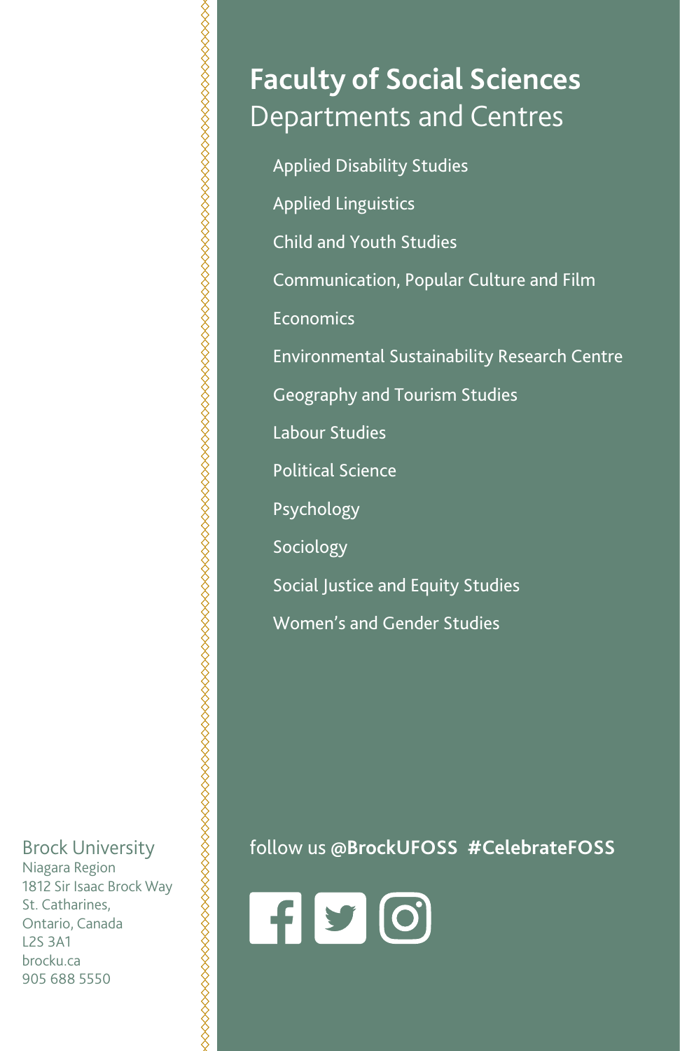# Faculty of Social Sciences
## Departments and Centres

- Applied Disability Studies
- Applied Linguistics
- Child and Youth Studies
- Communication, Popular Culture and Film
- Economics
- Environmental Sustainability Research Centre
- Geography and Tourism Studies
- Labour Studies
- Political Science
- Psychology
- Sociology
- Social Justice and Equity Studies
- Women's and Gender Studies

follow us **@BrockUFOSS #CelebrateFOSS**

Brock University
Niagara Region
1812 Sir Isaac Brock Way
St. Catharines,
Ontario, Canada
L2S 3A1
brocku.ca
905 688 5550